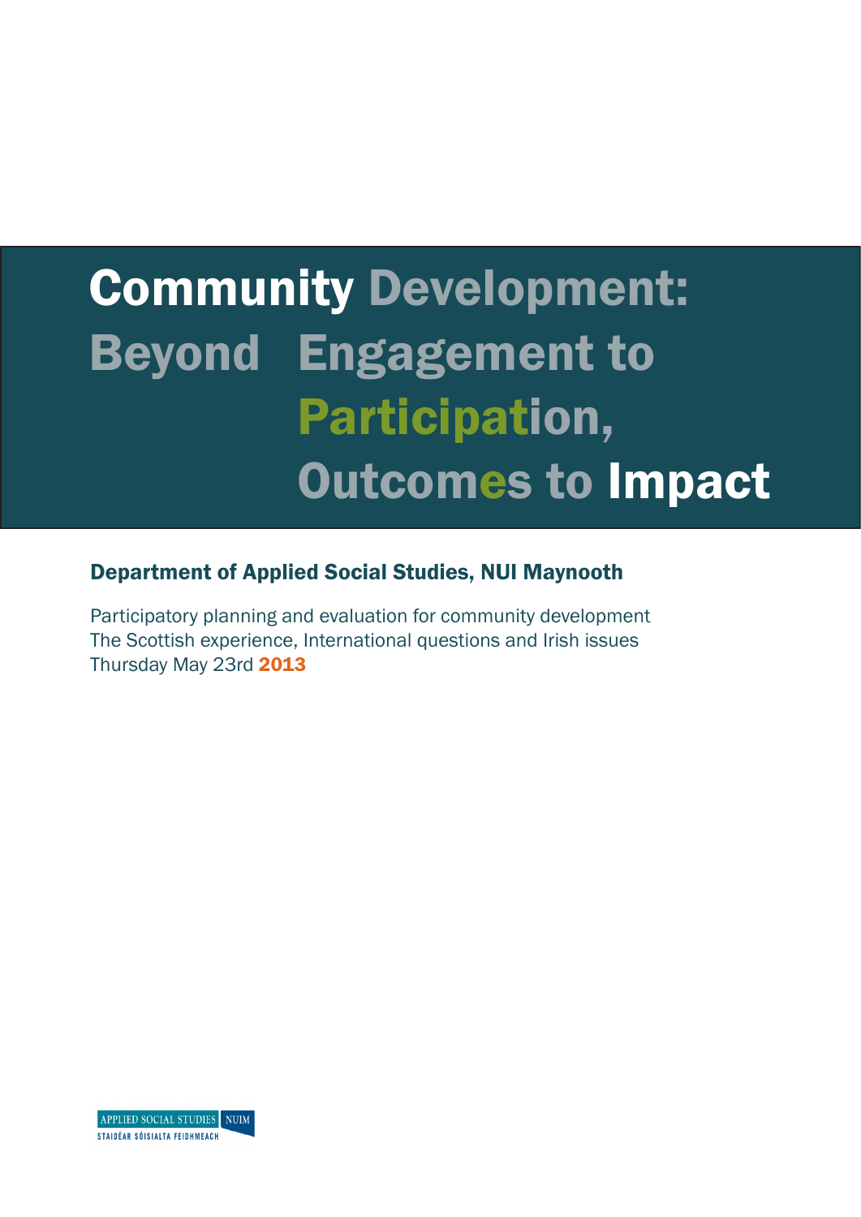# Community Development: Beyond Engagement to Participation, Outcomes to Impact

## Department of Applied Social Studies, NUI Maynooth

Participatory planning and evaluation for community development
The Scottish experience, International questions and Irish issues
Thursday May 23rd 2013

APPLIED SOCIAL STUDIES NUIM
STAIDÉAR SÓISIALTA FEIDHMEACH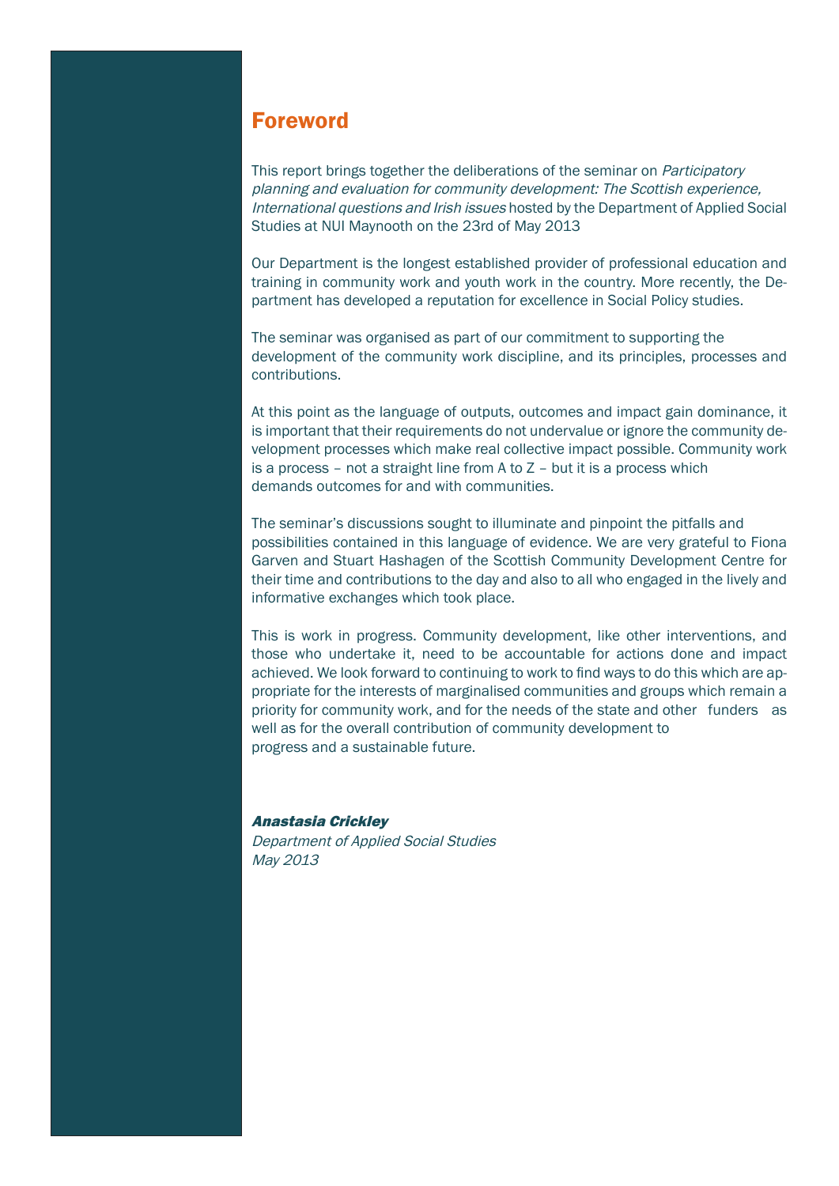## Foreword

This report brings together the deliberations of the seminar on *Participatory planning and evaluation for community development: The Scottish experience, International questions and Irish issues* hosted by the Department of Applied Social Studies at NUI Maynooth on the 23rd of May 2013

Our Department is the longest established provider of professional education and training in community work and youth work in the country. More recently, the Department has developed a reputation for excellence in Social Policy studies.

The seminar was organised as part of our commitment to supporting the development of the community work discipline, and its principles, processes and contributions.

At this point as the language of outputs, outcomes and impact gain dominance, it is important that their requirements do not undervalue or ignore the community development processes which make real collective impact possible. Community work is a process – not a straight line from A to Z – but it is a process which demands outcomes for and with communities.

The seminar's discussions sought to illuminate and pinpoint the pitfalls and possibilities contained in this language of evidence. We are very grateful to Fiona Garven and Stuart Hashagen of the Scottish Community Development Centre for their time and contributions to the day and also to all who engaged in the lively and informative exchanges which took place.

This is work in progress. Community development, like other interventions, and those who undertake it, need to be accountable for actions done and impact achieved. We look forward to continuing to work to find ways to do this which are appropriate for the interests of marginalised communities and groups which remain a priority for community work, and for the needs of the state and other funders as well as for the overall contribution of community development to progress and a sustainable future.

***Anastasia Crickley***
*Department of Applied Social Studies*
*May 2013*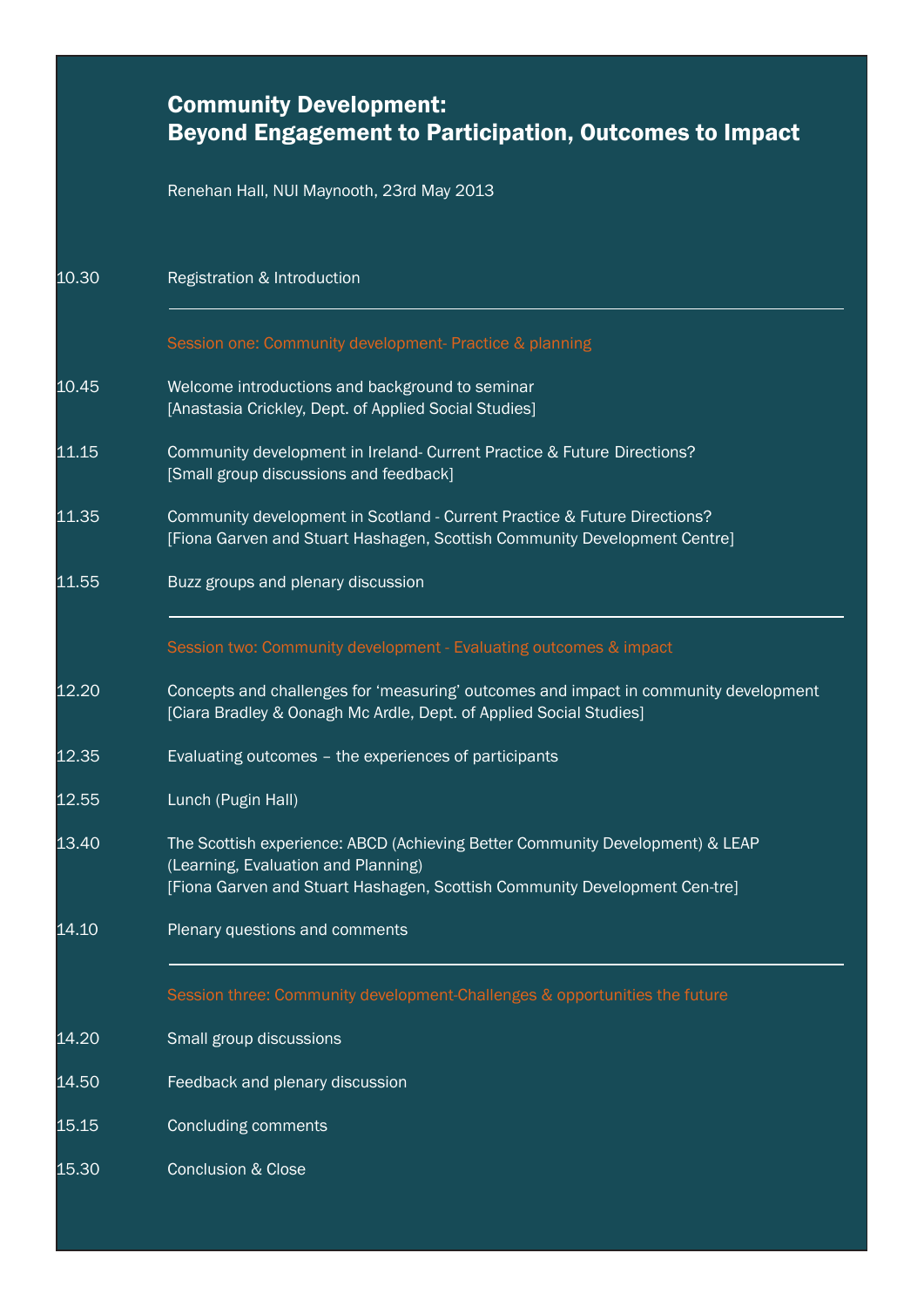# Community Development: Beyond Engagement to Participation, Outcomes to Impact

Renehan Hall, NUI Maynooth, 23rd May 2013

| | |
|---|---|
| 10.30 | Registration & Introduction |

### Session one: Community development- Practice & planning

| | |
|---|---|
| 10.45 | Welcome introductions and background to seminar [Anastasia Crickley, Dept. of Applied Social Studies] |
| 11.15 | Community development in Ireland- Current Practice & Future Directions? [Small group discussions and feedback] |
| 11.35 | Community development in Scotland - Current Practice & Future Directions? [Fiona Garven and Stuart Hashagen, Scottish Community Development Centre] |
| 11.55 | Buzz groups and plenary discussion |

### Session two: Community development - Evaluating outcomes & impact

| | |
|---|---|
| 12.20 | Concepts and challenges for 'measuring' outcomes and impact in community development [Ciara Bradley & Oonagh Mc Ardle, Dept. of Applied Social Studies] |
| 12.35 | Evaluating outcomes – the experiences of participants |
| 12.55 | Lunch (Pugin Hall) |
| 13.40 | The Scottish experience: ABCD (Achieving Better Community Development) & LEAP (Learning, Evaluation and Planning) [Fiona Garven and Stuart Hashagen, Scottish Community Development Cen-tre] |
| 14.10 | Plenary questions and comments |

### Session three: Community development-Challenges & opportunities the future

| | |
|---|---|
| 14.20 | Small group discussions |
| 14.50 | Feedback and plenary discussion |
| 15.15 | Concluding comments |
| 15.30 | Conclusion & Close |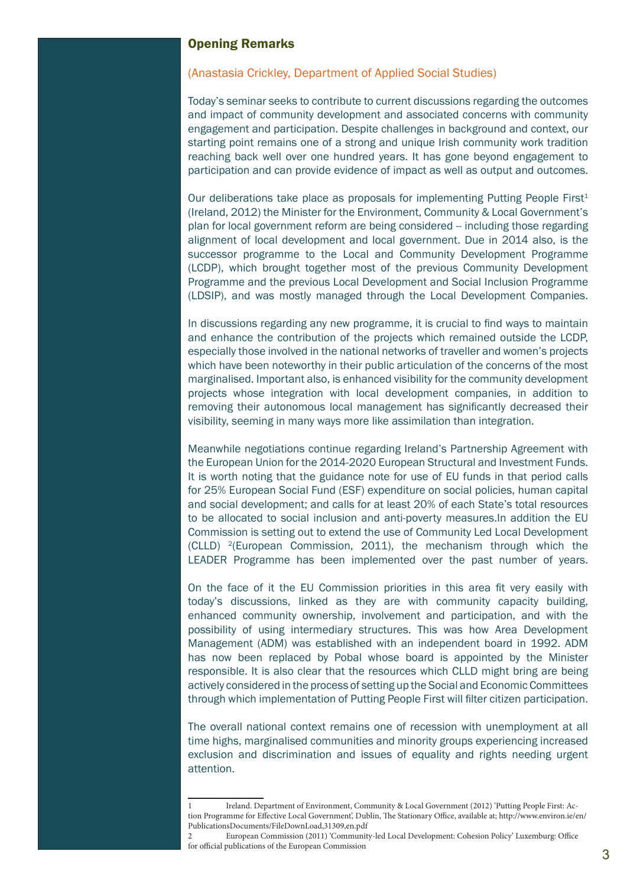## Opening Remarks

(Anastasia Crickley, Department of Applied Social Studies)

Today's seminar seeks to contribute to current discussions regarding the outcomes and impact of community development and associated concerns with community engagement and participation. Despite challenges in background and context, our starting point remains one of a strong and unique Irish community work tradition reaching back well over one hundred years. It has gone beyond engagement to participation and can provide evidence of impact as well as output and outcomes.

Our deliberations take place as proposals for implementing Putting People First[1] (Ireland, 2012) the Minister for the Environment, Community & Local Government's plan for local government reform are being considered -- including those regarding alignment of local development and local government. Due in 2014 also, is the successor programme to the Local and Community Development Programme (LCDP), which brought together most of the previous Community Development Programme and the previous Local Development and Social Inclusion Programme (LDSIP), and was mostly managed through the Local Development Companies.

In discussions regarding any new programme, it is crucial to find ways to maintain and enhance the contribution of the projects which remained outside the LCDP, especially those involved in the national networks of traveller and women's projects which have been noteworthy in their public articulation of the concerns of the most marginalised. Important also, is enhanced visibility for the community development projects whose integration with local development companies, in addition to removing their autonomous local management has significantly decreased their visibility, seeming in many ways more like assimilation than integration.

Meanwhile negotiations continue regarding Ireland's Partnership Agreement with the European Union for the 2014-2020 European Structural and Investment Funds. It is worth noting that the guidance note for use of EU funds in that period calls for 25% European Social Fund (ESF) expenditure on social policies, human capital and social development; and calls for at least 20% of each State's total resources to be allocated to social inclusion and anti-poverty measures.In addition the EU Commission is setting out to extend the use of Community Led Local Development (CLLD) [2](European Commission, 2011), the mechanism through which the LEADER Programme has been implemented over the past number of years.

On the face of it the EU Commission priorities in this area fit very easily with today's discussions, linked as they are with community capacity building, enhanced community ownership, involvement and participation, and with the possibility of using intermediary structures. This was how Area Development Management (ADM) was established with an independent board in 1992. ADM has now been replaced by Pobal whose board is appointed by the Minister responsible. It is also clear that the resources which CLLD might bring are being actively considered in the process of setting up the Social and Economic Committees through which implementation of Putting People First will filter citizen participation.

The overall national context remains one of recession with unemployment at all time highs, marginalised communities and minority groups experiencing increased exclusion and discrimination and issues of equality and rights needing urgent attention.

---

1 Ireland. Department of Environment, Community & Local Government (2012) 'Putting People First: Action Programme for Effective Local Government', Dublin, The Stationary Office, available at; http://www.environ.ie/en/PublicationsDocuments/FileDownLoad,31309,en.pdf

2 European Commission (2011) 'Community-led Local Development: Cohesion Policy' Luxemburg: Office for official publications of the European Commission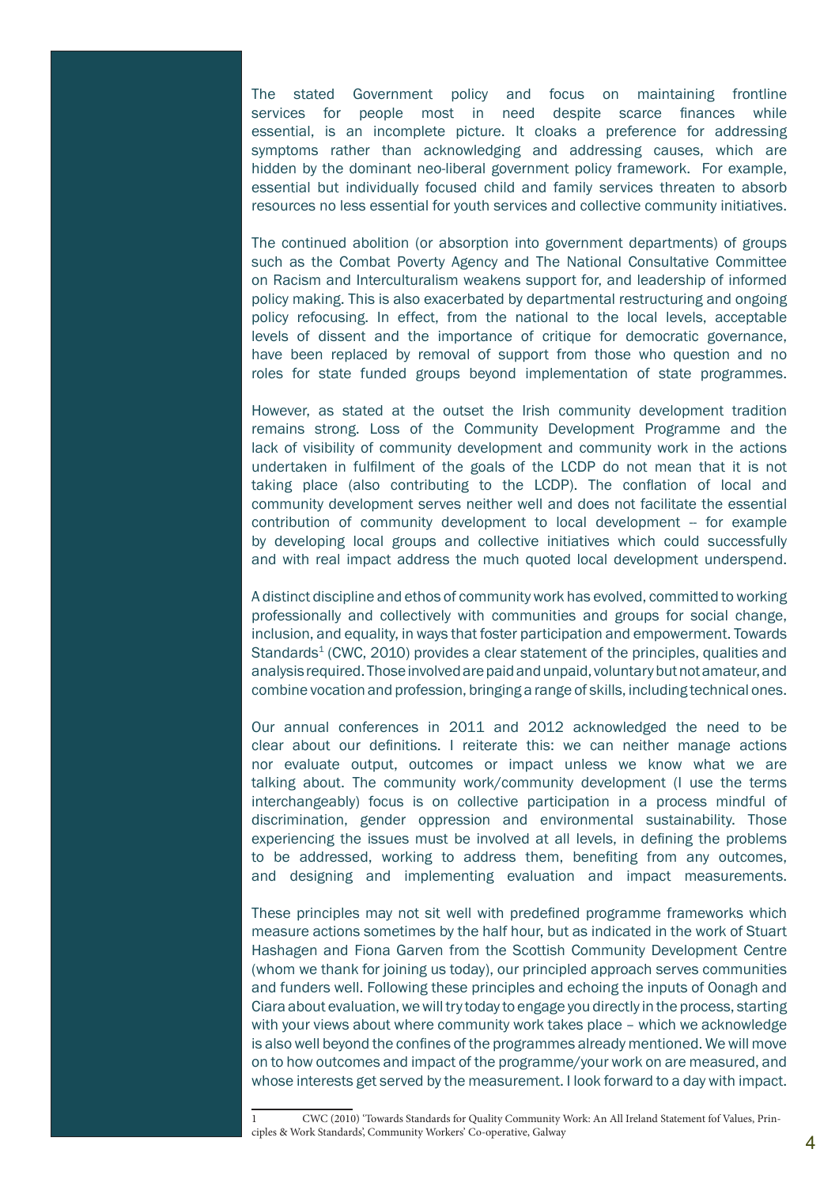The stated Government policy and focus on maintaining frontline services for people most in need despite scarce finances while essential, is an incomplete picture. It cloaks a preference for addressing symptoms rather than acknowledging and addressing causes, which are hidden by the dominant neo-liberal government policy framework. For example, essential but individually focused child and family services threaten to absorb resources no less essential for youth services and collective community initiatives.

The continued abolition (or absorption into government departments) of groups such as the Combat Poverty Agency and The National Consultative Committee on Racism and Interculturalism weakens support for, and leadership of informed policy making. This is also exacerbated by departmental restructuring and ongoing policy refocusing. In effect, from the national to the local levels, acceptable levels of dissent and the importance of critique for democratic governance, have been replaced by removal of support from those who question and no roles for state funded groups beyond implementation of state programmes.

However, as stated at the outset the Irish community development tradition remains strong. Loss of the Community Development Programme and the lack of visibility of community development and community work in the actions undertaken in fulfilment of the goals of the LCDP do not mean that it is not taking place (also contributing to the LCDP). The conflation of local and community development serves neither well and does not facilitate the essential contribution of community development to local development -- for example by developing local groups and collective initiatives which could successfully and with real impact address the much quoted local development underspend.

A distinct discipline and ethos of community work has evolved, committed to working professionally and collectively with communities and groups for social change, inclusion, and equality, in ways that foster participation and empowerment. Towards Standards[1] (CWC, 2010) provides a clear statement of the principles, qualities and analysis required. Those involved are paid and unpaid, voluntary but not amateur, and combine vocation and profession, bringing a range of skills, including technical ones.

Our annual conferences in 2011 and 2012 acknowledged the need to be clear about our definitions. I reiterate this: we can neither manage actions nor evaluate output, outcomes or impact unless we know what we are talking about. The community work/community development (I use the terms interchangeably) focus is on collective participation in a process mindful of discrimination, gender oppression and environmental sustainability. Those experiencing the issues must be involved at all levels, in defining the problems to be addressed, working to address them, benefiting from any outcomes, and designing and implementing evaluation and impact measurements.

These principles may not sit well with predefined programme frameworks which measure actions sometimes by the half hour, but as indicated in the work of Stuart Hashagen and Fiona Garven from the Scottish Community Development Centre (whom we thank for joining us today), our principled approach serves communities and funders well. Following these principles and echoing the inputs of Oonagh and Ciara about evaluation, we will try today to engage you directly in the process, starting with your views about where community work takes place – which we acknowledge is also well beyond the confines of the programmes already mentioned. We will move on to how outcomes and impact of the programme/your work on are measured, and whose interests get served by the measurement. I look forward to a day with impact.

---

1 CWC (2010) 'Towards Standards for Quality Community Work: An All Ireland Statement fof Values, Principles & Work Standards', Community Workers' Co-operative, Galway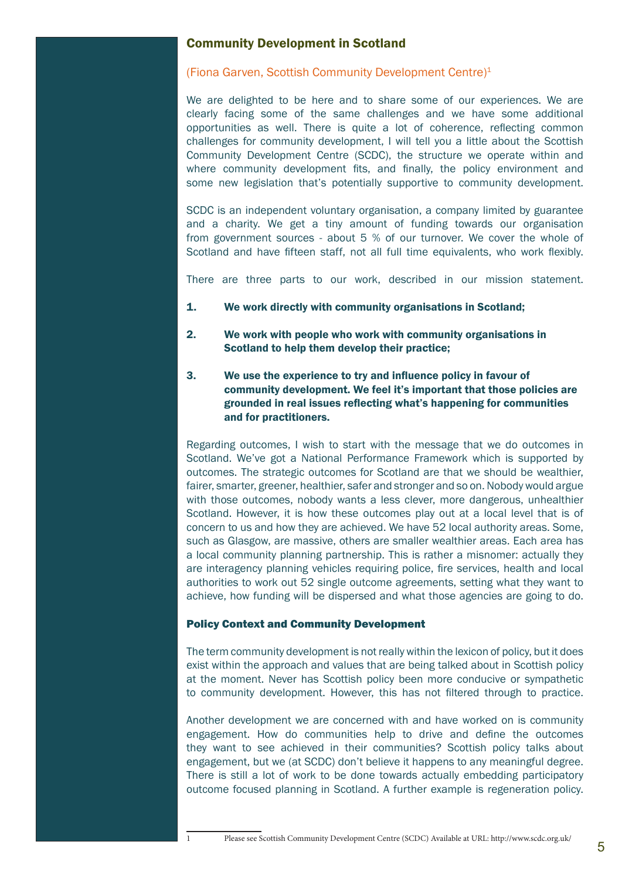## Community Development in Scotland

(Fiona Garven, Scottish Community Development Centre)[1]

We are delighted to be here and to share some of our experiences. We are clearly facing some of the same challenges and we have some additional opportunities as well. There is quite a lot of coherence, reflecting common challenges for community development, I will tell you a little about the Scottish Community Development Centre (SCDC), the structure we operate within and where community development fits, and finally, the policy environment and some new legislation that's potentially supportive to community development.

SCDC is an independent voluntary organisation, a company limited by guarantee and a charity. We get a tiny amount of funding towards our organisation from government sources - about 5 % of our turnover. We cover the whole of Scotland and have fifteen staff, not all full time equivalents, who work flexibly.

There are three parts to our work, described in our mission statement.

1. **We work directly with community organisations in Scotland;**
2. **We work with people who work with community organisations in Scotland to help them develop their practice;**
3. **We use the experience to try and influence policy in favour of community development. We feel it's important that those policies are grounded in real issues reflecting what's happening for communities and for practitioners.**

Regarding outcomes, I wish to start with the message that we do outcomes in Scotland. We've got a National Performance Framework which is supported by outcomes. The strategic outcomes for Scotland are that we should be wealthier, fairer, smarter, greener, healthier, safer and stronger and so on. Nobody would argue with those outcomes, nobody wants a less clever, more dangerous, unhealthier Scotland. However, it is how these outcomes play out at a local level that is of concern to us and how they are achieved. We have 52 local authority areas. Some, such as Glasgow, are massive, others are smaller wealthier areas. Each area has a local community planning partnership. This is rather a misnomer: actually they are interagency planning vehicles requiring police, fire services, health and local authorities to work out 52 single outcome agreements, setting what they want to achieve, how funding will be dispersed and what those agencies are going to do.

### Policy Context and Community Development

The term community development is not really within the lexicon of policy, but it does exist within the approach and values that are being talked about in Scottish policy at the moment. Never has Scottish policy been more conducive or sympathetic to community development. However, this has not filtered through to practice.

Another development we are concerned with and have worked on is community engagement. How do communities help to drive and define the outcomes they want to see achieved in their communities? Scottish policy talks about engagement, but we (at SCDC) don't believe it happens to any meaningful degree. There is still a lot of work to be done towards actually embedding participatory outcome focused planning in Scotland. A further example is regeneration policy.

---

1 Please see Scottish Community Development Centre (SCDC) Available at URL: http://www.scdc.org.uk/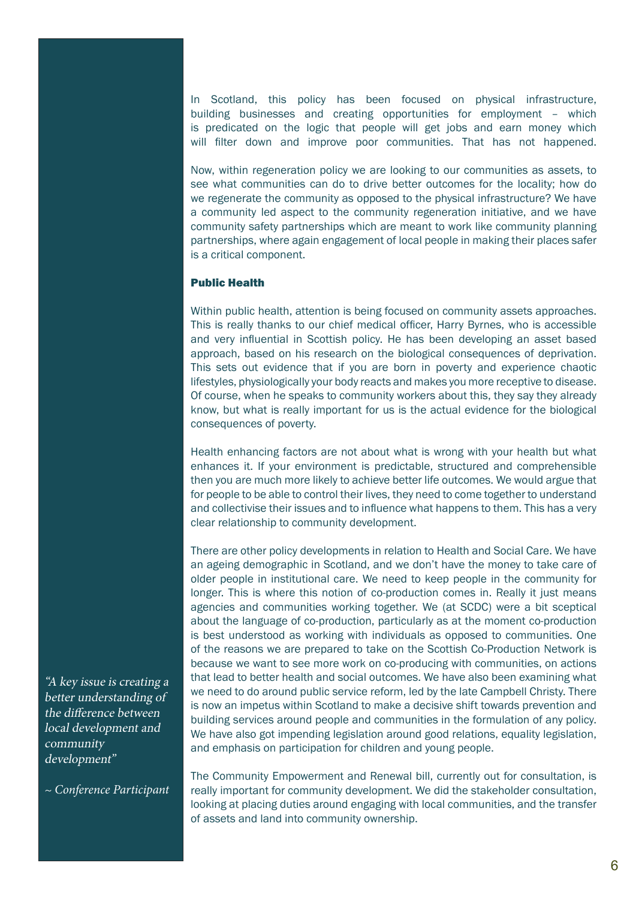In Scotland, this policy has been focused on physical infrastructure, building businesses and creating opportunities for employment – which is predicated on the logic that people will get jobs and earn money which will filter down and improve poor communities. That has not happened.

Now, within regeneration policy we are looking to our communities as assets, to see what communities can do to drive better outcomes for the locality; how do we regenerate the community as opposed to the physical infrastructure? We have a community led aspect to the community regeneration initiative, and we have community safety partnerships which are meant to work like community planning partnerships, where again engagement of local people in making their places safer is a critical component.

**Public Health**

Within public health, attention is being focused on community assets approaches. This is really thanks to our chief medical officer, Harry Byrnes, who is accessible and very influential in Scottish policy. He has been developing an asset based approach, based on his research on the biological consequences of deprivation. This sets out evidence that if you are born in poverty and experience chaotic lifestyles, physiologically your body reacts and makes you more receptive to disease. Of course, when he speaks to community workers about this, they say they already know, but what is really important for us is the actual evidence for the biological consequences of poverty.

Health enhancing factors are not about what is wrong with your health but what enhances it. If your environment is predictable, structured and comprehensible then you are much more likely to achieve better life outcomes. We would argue that for people to be able to control their lives, they need to come together to understand and collectivise their issues and to influence what happens to them. This has a very clear relationship to community development.

There are other policy developments in relation to Health and Social Care. We have an ageing demographic in Scotland, and we don't have the money to take care of older people in institutional care. We need to keep people in the community for longer. This is where this notion of co-production comes in. Really it just means agencies and communities working together. We (at SCDC) were a bit sceptical about the language of co-production, particularly as at the moment co-production is best understood as working with individuals as opposed to communities. One of the reasons we are prepared to take on the Scottish Co-Production Network is because we want to see more work on co-producing with communities, on actions that lead to better health and social outcomes. We have also been examining what we need to do around public service reform, led by the late Campbell Christy. There is now an impetus within Scotland to make a decisive shift towards prevention and building services around people and communities in the formulation of any policy. We have also got impending legislation around good relations, equality legislation, and emphasis on participation for children and young people.

The Community Empowerment and Renewal bill, currently out for consultation, is really important for community development. We did the stakeholder consultation, looking at placing duties around engaging with local communities, and the transfer of assets and land into community ownership.

*"A key issue is creating a better understanding of the difference between local development and community development"*

*~ Conference Participant*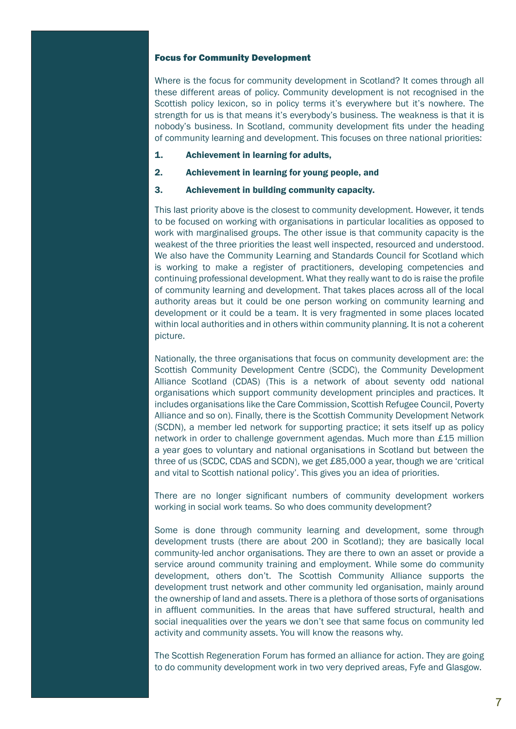### Focus for Community Development

Where is the focus for community development in Scotland? It comes through all these different areas of policy. Community development is not recognised in the Scottish policy lexicon, so in policy terms it's everywhere but it's nowhere. The strength for us is that means it's everybody's business. The weakness is that it is nobody's business. In Scotland, community development fits under the heading of community learning and development. This focuses on three national priorities:

1. **Achievement in learning for adults,**
2. **Achievement in learning for young people, and**
3. **Achievement in building community capacity.**

This last priority above is the closest to community development. However, it tends to be focused on working with organisations in particular localities as opposed to work with marginalised groups. The other issue is that community capacity is the weakest of the three priorities the least well inspected, resourced and understood. We also have the Community Learning and Standards Council for Scotland which is working to make a register of practitioners, developing competencies and continuing professional development. What they really want to do is raise the profile of community learning and development. That takes places across all of the local authority areas but it could be one person working on community learning and development or it could be a team. It is very fragmented in some places located within local authorities and in others within community planning. It is not a coherent picture.

Nationally, the three organisations that focus on community development are: the Scottish Community Development Centre (SCDC), the Community Development Alliance Scotland (CDAS) (This is a network of about seventy odd national organisations which support community development principles and practices. It includes organisations like the Care Commission, Scottish Refugee Council, Poverty Alliance and so on). Finally, there is the Scottish Community Development Network (SCDN), a member led network for supporting practice; it sets itself up as policy network in order to challenge government agendas. Much more than £15 million a year goes to voluntary and national organisations in Scotland but between the three of us (SCDC, CDAS and SCDN), we get £85,000 a year, though we are 'critical and vital to Scottish national policy'. This gives you an idea of priorities.

There are no longer significant numbers of community development workers working in social work teams. So who does community development?

Some is done through community learning and development, some through development trusts (there are about 200 in Scotland); they are basically local community-led anchor organisations. They are there to own an asset or provide a service around community training and employment. While some do community development, others don't. The Scottish Community Alliance supports the development trust network and other community led organisation, mainly around the ownership of land and assets. There is a plethora of those sorts of organisations in affluent communities. In the areas that have suffered structural, health and social inequalities over the years we don't see that same focus on community led activity and community assets. You will know the reasons why.

The Scottish Regeneration Forum has formed an alliance for action. They are going to do community development work in two very deprived areas, Fyfe and Glasgow.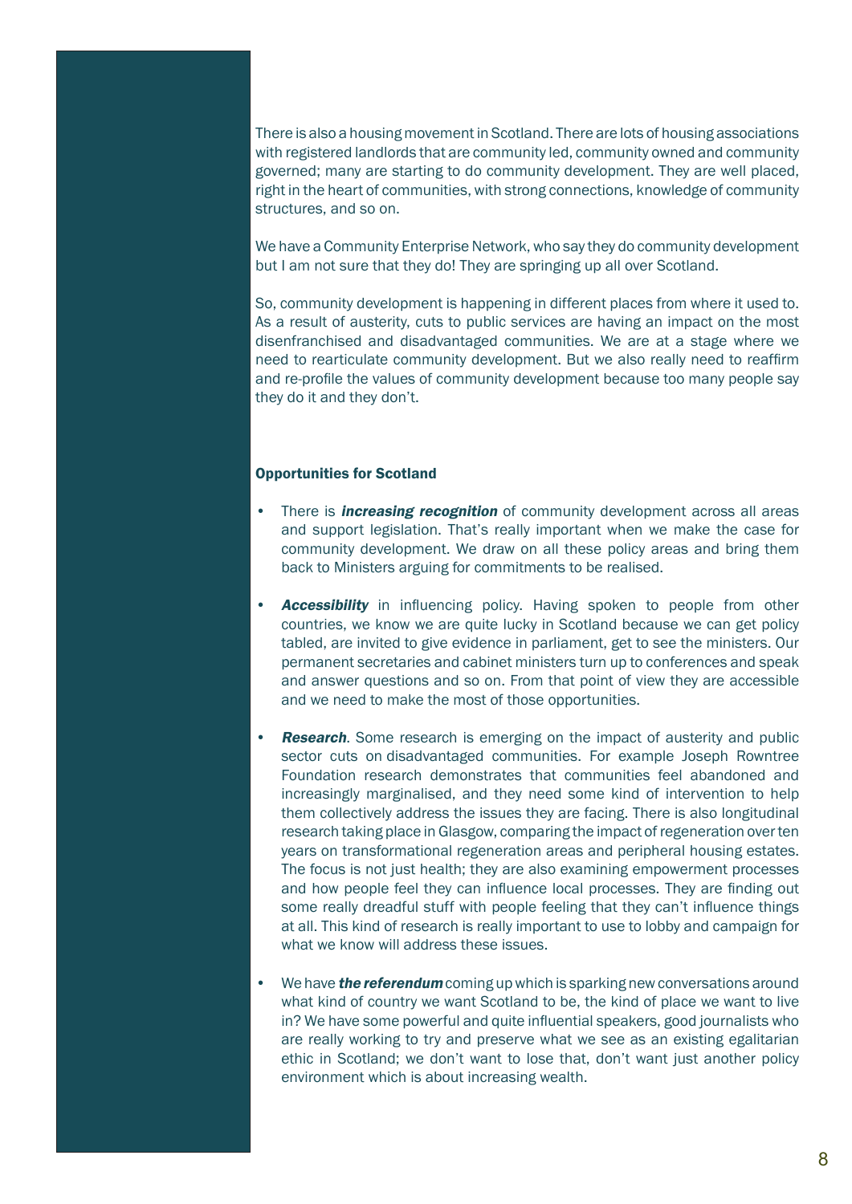There is also a housing movement in Scotland. There are lots of housing associations with registered landlords that are community led, community owned and community governed; many are starting to do community development. They are well placed, right in the heart of communities, with strong connections, knowledge of community structures, and so on.

We have a Community Enterprise Network, who say they do community development but I am not sure that they do! They are springing up all over Scotland.

So, community development is happening in different places from where it used to. As a result of austerity, cuts to public services are having an impact on the most disenfranchised and disadvantaged communities. We are at a stage where we need to rearticulate community development. But we also really need to reaffirm and re-profile the values of community development because too many people say they do it and they don't.

#### Opportunities for Scotland

- There is ***increasing recognition*** of community development across all areas and support legislation. That's really important when we make the case for community development. We draw on all these policy areas and bring them back to Ministers arguing for commitments to be realised.
- ***Accessibility*** in influencing policy. Having spoken to people from other countries, we know we are quite lucky in Scotland because we can get policy tabled, are invited to give evidence in parliament, get to see the ministers. Our permanent secretaries and cabinet ministers turn up to conferences and speak and answer questions and so on. From that point of view they are accessible and we need to make the most of those opportunities.
- ***Research***. Some research is emerging on the impact of austerity and public sector cuts on disadvantaged communities. For example Joseph Rowntree Foundation research demonstrates that communities feel abandoned and increasingly marginalised, and they need some kind of intervention to help them collectively address the issues they are facing. There is also longitudinal research taking place in Glasgow, comparing the impact of regeneration over ten years on transformational regeneration areas and peripheral housing estates. The focus is not just health; they are also examining empowerment processes and how people feel they can influence local processes. They are finding out some really dreadful stuff with people feeling that they can't influence things at all. This kind of research is really important to use to lobby and campaign for what we know will address these issues.
- We have ***the referendum*** coming up which is sparking new conversations around what kind of country we want Scotland to be, the kind of place we want to live in? We have some powerful and quite influential speakers, good journalists who are really working to try and preserve what we see as an existing egalitarian ethic in Scotland; we don't want to lose that, don't want just another policy environment which is about increasing wealth.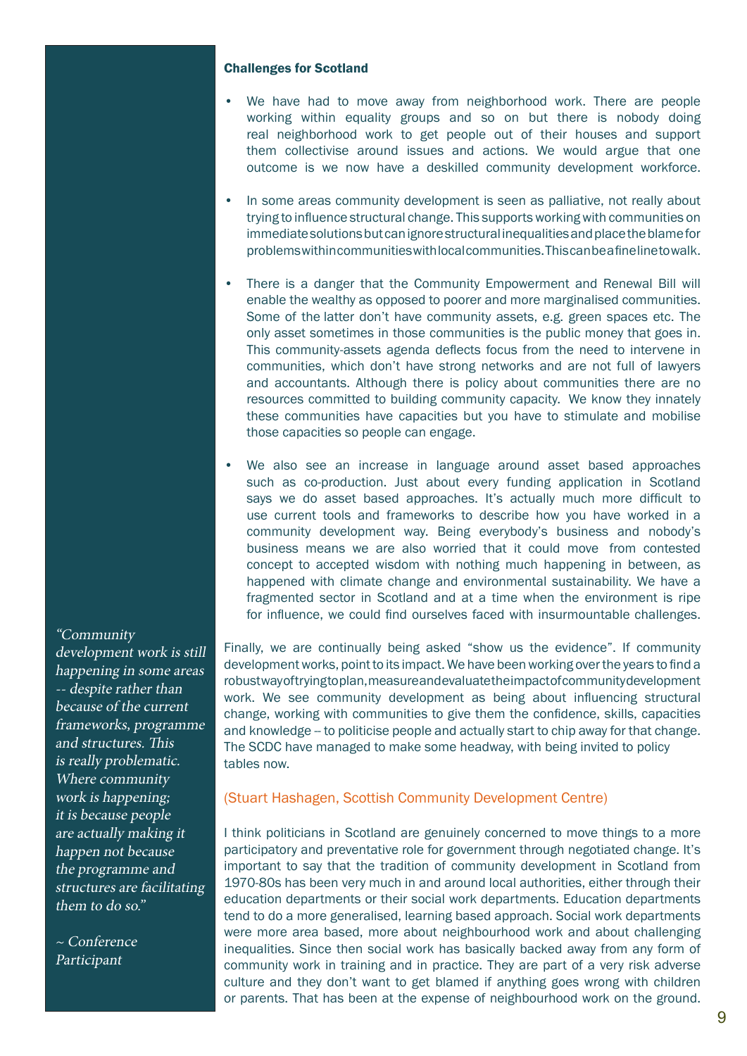### Challenges for Scotland

- We have had to move away from neighborhood work. There are people working within equality groups and so on but there is nobody doing real neighborhood work to get people out of their houses and support them collectivise around issues and actions. We would argue that one outcome is we now have a deskilled community development workforce.
- In some areas community development is seen as palliative, not really about trying to influence structural change. This supports working with communities on immediate solutions but can ignore structural inequalities and place the blame for problems within communities with local communities. This can be a fine line to walk.
- There is a danger that the Community Empowerment and Renewal Bill will enable the wealthy as opposed to poorer and more marginalised communities. Some of the latter don't have community assets, e.g. green spaces etc. The only asset sometimes in those communities is the public money that goes in. This community-assets agenda deflects focus from the need to intervene in communities, which don't have strong networks and are not full of lawyers and accountants. Although there is policy about communities there are no resources committed to building community capacity. We know they innately these communities have capacities but you have to stimulate and mobilise those capacities so people can engage.
- We also see an increase in language around asset based approaches such as co-production. Just about every funding application in Scotland says we do asset based approaches. It's actually much more difficult to use current tools and frameworks to describe how you have worked in a community development way. Being everybody's business and nobody's business means we are also worried that it could move from contested concept to accepted wisdom with nothing much happening in between, as happened with climate change and environmental sustainability. We have a fragmented sector in Scotland and at a time when the environment is ripe for influence, we could find ourselves faced with insurmountable challenges.

Finally, we are continually being asked "show us the evidence". If community development works, point to its impact. We have been working over the years to find a robust way of trying to plan, measure and evaluate the impact of community development work. We see community development as being about influencing structural change, working with communities to give them the confidence, skills, capacities and knowledge – to politicise people and actually start to chip away for that change. The SCDC have managed to make some headway, with being invited to policy tables now.

(Stuart Hashagen, Scottish Community Development Centre)

I think politicians in Scotland are genuinely concerned to move things to a more participatory and preventative role for government through negotiated change. It's important to say that the tradition of community development in Scotland from 1970-80s has been very much in and around local authorities, either through their education departments or their social work departments. Education departments tend to do a more generalised, learning based approach. Social work departments were more area based, more about neighbourhood work and about challenging inequalities. Since then social work has basically backed away from any form of community work in training and in practice. They are part of a very risk adverse culture and they don't want to get blamed if anything goes wrong with children or parents. That has been at the expense of neighbourhood work on the ground.

*"Community development work is still happening in some areas -- despite rather than because of the current frameworks, programme and structures. This is really problematic. Where community work is happening; it is because people are actually making it happen not because the programme and structures are facilitating them to do so."*

*~ Conference Participant*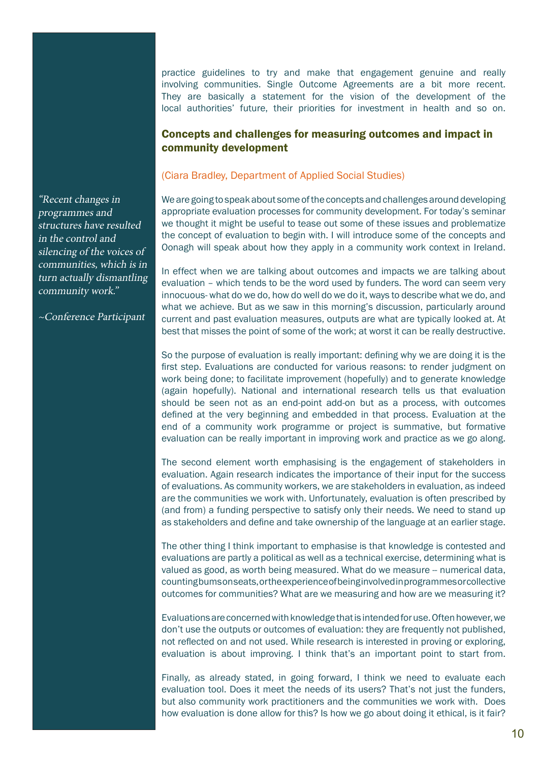practice guidelines to try and make that engagement genuine and really involving communities. Single Outcome Agreements are a bit more recent. They are basically a statement for the vision of the development of the local authorities' future, their priorities for investment in health and so on.

## Concepts and challenges for measuring outcomes and impact in community development

(Ciara Bradley, Department of Applied Social Studies)

*"Recent changes in programmes and structures have resulted in the control and silencing of the voices of communities, which is in turn actually dismantling community work."*

*~Conference Participant*

We are going to speak about some of the concepts and challenges around developing appropriate evaluation processes for community development. For today's seminar we thought it might be useful to tease out some of these issues and problematize the concept of evaluation to begin with. I will introduce some of the concepts and Oonagh will speak about how they apply in a community work context in Ireland.

In effect when we are talking about outcomes and impacts we are talking about evaluation – which tends to be the word used by funders. The word can seem very innocuous- what do we do, how do well do we do it, ways to describe what we do, and what we achieve. But as we saw in this morning's discussion, particularly around current and past evaluation measures, outputs are what are typically looked at. At best that misses the point of some of the work; at worst it can be really destructive.

So the purpose of evaluation is really important: defining why we are doing it is the first step. Evaluations are conducted for various reasons: to render judgment on work being done; to facilitate improvement (hopefully) and to generate knowledge (again hopefully). National and international research tells us that evaluation should be seen not as an end-point add-on but as a process, with outcomes defined at the very beginning and embedded in that process. Evaluation at the end of a community work programme or project is summative, but formative evaluation can be really important in improving work and practice as we go along.

The second element worth emphasising is the engagement of stakeholders in evaluation. Again research indicates the importance of their input for the success of evaluations. As community workers, we are stakeholders in evaluation, as indeed are the communities we work with. Unfortunately, evaluation is often prescribed by (and from) a funding perspective to satisfy only their needs. We need to stand up as stakeholders and define and take ownership of the language at an earlier stage.

The other thing I think important to emphasise is that knowledge is contested and evaluations are partly a political as well as a technical exercise, determining what is valued as good, as worth being measured. What do we measure -- numerical data, counting bums on seats, or the experience of being involved in programmes or collective outcomes for communities? What are we measuring and how are we measuring it?

Evaluations are concerned with knowledge that is intended for use. Often however, we don't use the outputs or outcomes of evaluation: they are frequently not published, not reflected on and not used. While research is interested in proving or exploring, evaluation is about improving. I think that's an important point to start from.

Finally, as already stated, in going forward, I think we need to evaluate each evaluation tool. Does it meet the needs of its users? That's not just the funders, but also community work practitioners and the communities we work with. Does how evaluation is done allow for this? Is how we go about doing it ethical, is it fair?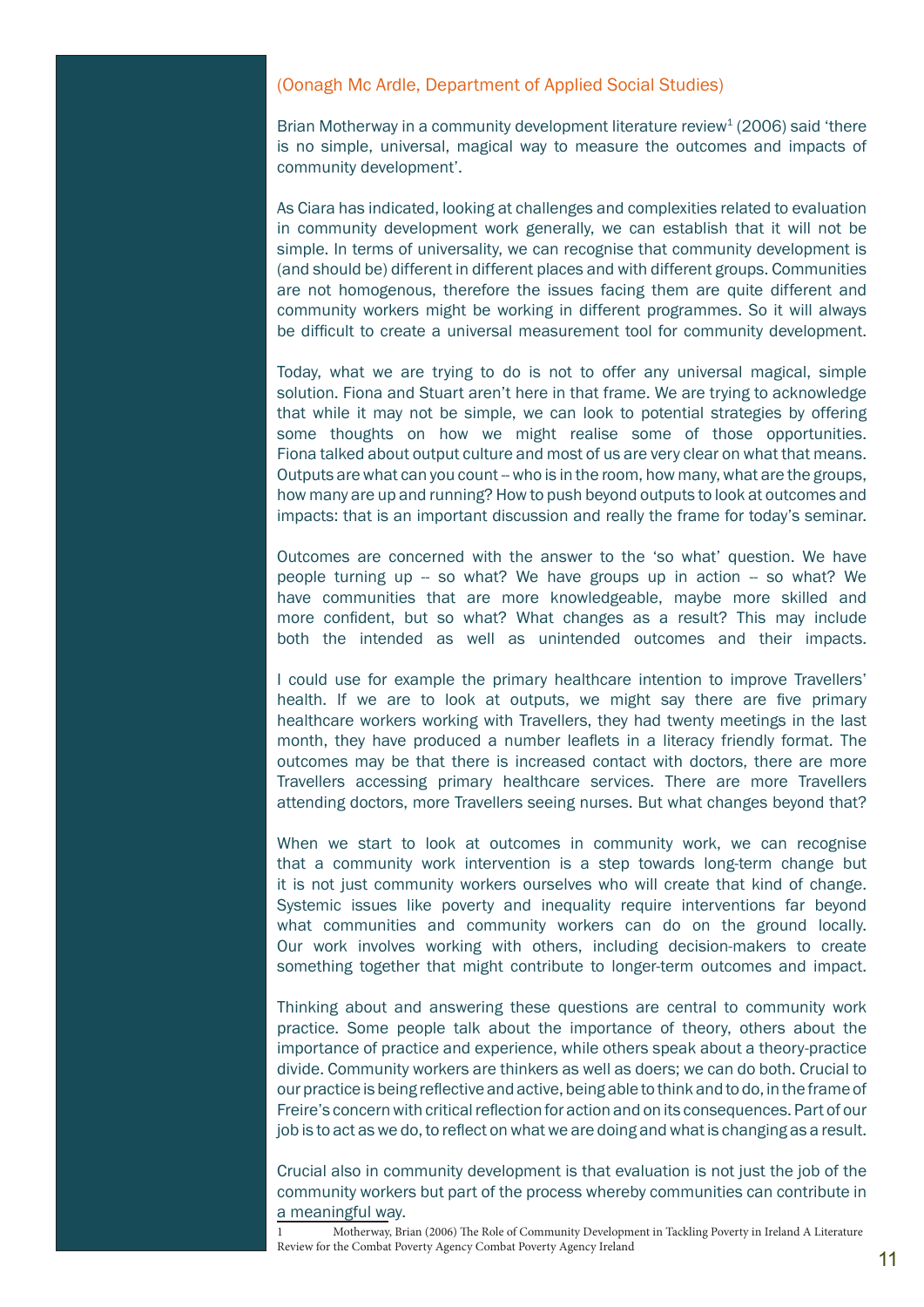(Oonagh Mc Ardle, Department of Applied Social Studies)

Brian Motherway in a community development literature review[1] (2006) said 'there is no simple, universal, magical way to measure the outcomes and impacts of community development'.

As Ciara has indicated, looking at challenges and complexities related to evaluation in community development work generally, we can establish that it will not be simple. In terms of universality, we can recognise that community development is (and should be) different in different places and with different groups. Communities are not homogenous, therefore the issues facing them are quite different and community workers might be working in different programmes. So it will always be difficult to create a universal measurement tool for community development.

Today, what we are trying to do is not to offer any universal magical, simple solution. Fiona and Stuart aren't here in that frame. We are trying to acknowledge that while it may not be simple, we can look to potential strategies by offering some thoughts on how we might realise some of those opportunities. Fiona talked about output culture and most of us are very clear on what that means. Outputs are what can you count -- who is in the room, how many, what are the groups, how many are up and running? How to push beyond outputs to look at outcomes and impacts: that is an important discussion and really the frame for today's seminar.

Outcomes are concerned with the answer to the 'so what' question. We have people turning up -- so what? We have groups up in action -- so what? We have communities that are more knowledgeable, maybe more skilled and more confident, but so what? What changes as a result? This may include both the intended as well as unintended outcomes and their impacts.

I could use for example the primary healthcare intention to improve Travellers' health. If we are to look at outputs, we might say there are five primary healthcare workers working with Travellers, they had twenty meetings in the last month, they have produced a number leaflets in a literacy friendly format. The outcomes may be that there is increased contact with doctors, there are more Travellers accessing primary healthcare services. There are more Travellers attending doctors, more Travellers seeing nurses. But what changes beyond that?

When we start to look at outcomes in community work, we can recognise that a community work intervention is a step towards long-term change but it is not just community workers ourselves who will create that kind of change. Systemic issues like poverty and inequality require interventions far beyond what communities and community workers can do on the ground locally. Our work involves working with others, including decision-makers to create something together that might contribute to longer-term outcomes and impact.

Thinking about and answering these questions are central to community work practice. Some people talk about the importance of theory, others about the importance of practice and experience, while others speak about a theory-practice divide. Community workers are thinkers as well as doers; we can do both. Crucial to our practice is being reflective and active, being able to think and to do, in the frame of Freire's concern with critical reflection for action and on its consequences. Part of our job is to act as we do, to reflect on what we are doing and what is changing as a result.

Crucial also in community development is that evaluation is not just the job of the community workers but part of the process whereby communities can contribute in a meaningful way.

[1] Motherway, Brian (2006) The Role of Community Development in Tackling Poverty in Ireland A Literature Review for the Combat Poverty Agency Combat Poverty Agency Ireland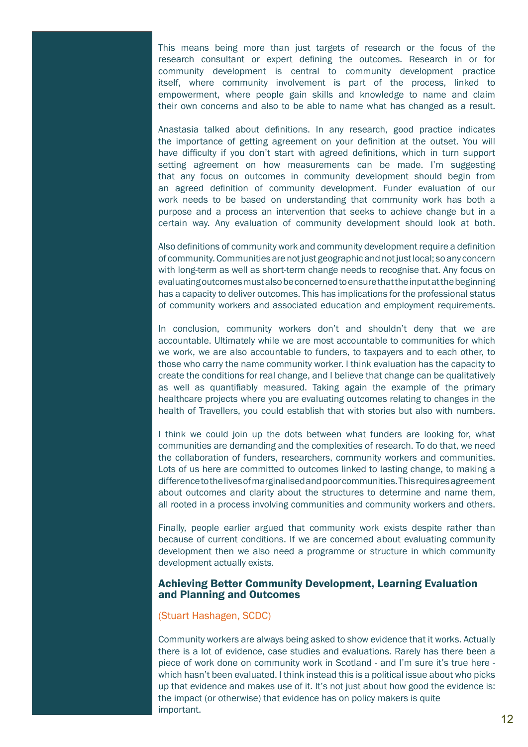This means being more than just targets of research or the focus of the research consultant or expert defining the outcomes. Research in or for community development is central to community development practice itself, where community involvement is part of the process, linked to empowerment, where people gain skills and knowledge to name and claim their own concerns and also to be able to name what has changed as a result.

Anastasia talked about definitions. In any research, good practice indicates the importance of getting agreement on your definition at the outset. You will have difficulty if you don't start with agreed definitions, which in turn support setting agreement on how measurements can be made. I'm suggesting that any focus on outcomes in community development should begin from an agreed definition of community development. Funder evaluation of our work needs to be based on understanding that community work has both a purpose and a process an intervention that seeks to achieve change but in a certain way. Any evaluation of community development should look at both.

Also definitions of community work and community development require a definition of community. Communities are not just geographic and not just local; so any concern with long-term as well as short-term change needs to recognise that. Any focus on evaluating outcomes must also be concerned to ensure that the input at the beginning has a capacity to deliver outcomes. This has implications for the professional status of community workers and associated education and employment requirements.

In conclusion, community workers don't and shouldn't deny that we are accountable. Ultimately while we are most accountable to communities for which we work, we are also accountable to funders, to taxpayers and to each other, to those who carry the name community worker. I think evaluation has the capacity to create the conditions for real change, and I believe that change can be qualitatively as well as quantifiably measured. Taking again the example of the primary healthcare projects where you are evaluating outcomes relating to changes in the health of Travellers, you could establish that with stories but also with numbers.

I think we could join up the dots between what funders are looking for, what communities are demanding and the complexities of research. To do that, we need the collaboration of funders, researchers, community workers and communities. Lots of us here are committed to outcomes linked to lasting change, to making a difference to the lives of marginalised and poor communities. This requires agreement about outcomes and clarity about the structures to determine and name them, all rooted in a process involving communities and community workers and others.

Finally, people earlier argued that community work exists despite rather than because of current conditions. If we are concerned about evaluating community development then we also need a programme or structure in which community development actually exists.

## Achieving Better Community Development, Learning Evaluation and Planning and Outcomes

(Stuart Hashagen, SCDC)

Community workers are always being asked to show evidence that it works. Actually there is a lot of evidence, case studies and evaluations. Rarely has there been a piece of work done on community work in Scotland - and I'm sure it's true here - which hasn't been evaluated. I think instead this is a political issue about who picks up that evidence and makes use of it. It's not just about how good the evidence is: the impact (or otherwise) that evidence has on policy makers is quite important.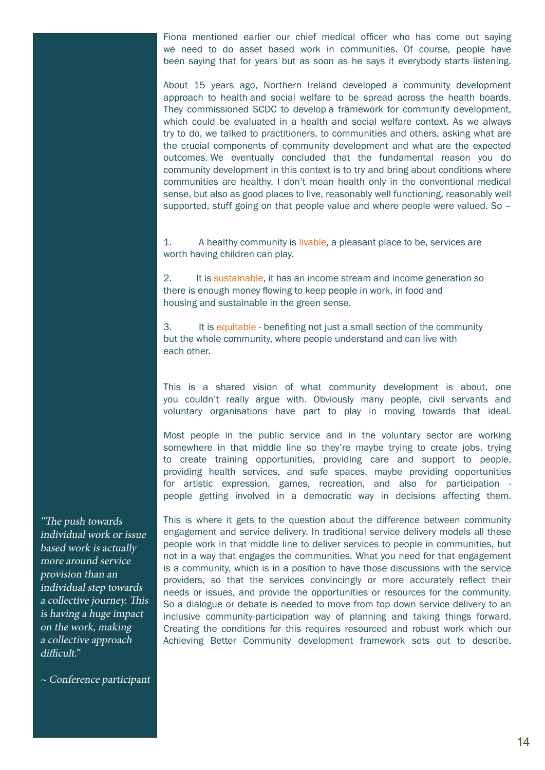Fiona mentioned earlier our chief medical officer who has come out saying we need to do asset based work in communities. Of course, people have been saying that for years but as soon as he says it everybody starts listening.

About 15 years ago, Northern Ireland developed a community development approach to health and social welfare to be spread across the health boards. They commissioned SCDC to develop a framework for community development, which could be evaluated in a health and social welfare context. As we always try to do, we talked to practitioners, to communities and others, asking what are the crucial components of community development and what are the expected outcomes. We eventually concluded that the fundamental reason you do community development in this context is to try and bring about conditions where communities are healthy. I don't mean health only in the conventional medical sense, but also as good places to live, reasonably well functioning, reasonably well supported, stuff going on that people value and where people were valued. So –

1. A healthy community is livable, a pleasant place to be, services are worth having children can play.

2. It is sustainable, it has an income stream and income generation so there is enough money flowing to keep people in work, in food and housing and sustainable in the green sense.

3. It is equitable - benefiting not just a small section of the community but the whole community, where people understand and can live with each other.

This is a shared vision of what community development is about, one you couldn't really argue with. Obviously many people, civil servants and voluntary organisations have part to play in moving towards that ideal.

Most people in the public service and in the voluntary sector are working somewhere in that middle line so they're maybe trying to create jobs, trying to create training opportunities, providing care and support to people, providing health services, and safe spaces, maybe providing opportunities for artistic expression, games, recreation, and also for participation - people getting involved in a democratic way in decisions affecting them.

This is where it gets to the question about the difference between community engagement and service delivery. In traditional service delivery models all these people work in that middle line to deliver services to people in communities, but not in a way that engages the communities. What you need for that engagement is a community, which is in a position to have those discussions with the service providers, so that the services convincingly or more accurately reflect their needs or issues, and provide the opportunities or resources for the community. So a dialogue or debate is needed to move from top down service delivery to an inclusive community-participation way of planning and taking things forward. Creating the conditions for this requires resourced and robust work which our Achieving Better Community development framework sets out to describe.

> *"The push towards individual work or issue based work is actually more around service provision than an individual step towards a collective journey. This is having a huge impact on the work, making a collective approach difficult."*
>
> *~ Conference participant*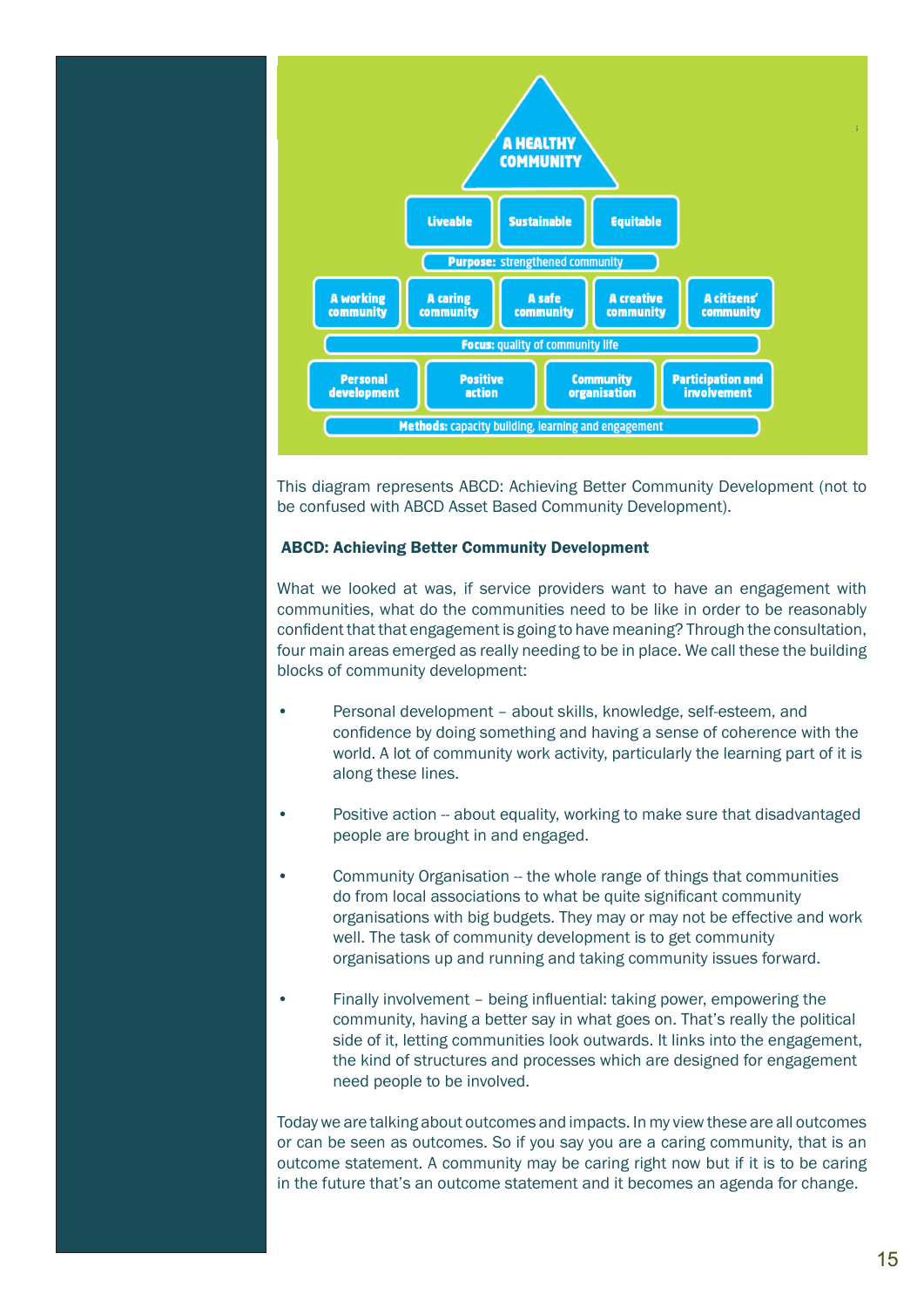A HEALTHY COMMUNITY

Liveable | Sustainable | Equitable

**Purpose:** strengthened community

A working community | A caring community | A safe community | A creative community | A citizens' community

**Focus:** quality of community life

Personal development | Positive action | Community organisation | Participation and involvement

**Methods:** capacity building, learning and engagement

This diagram represents ABCD: Achieving Better Community Development (not to be confused with ABCD Asset Based Community Development).

**ABCD: Achieving Better Community Development**

What we looked at was, if service providers want to have an engagement with communities, what do the communities need to be like in order to be reasonably confident that that engagement is going to have meaning? Through the consultation, four main areas emerged as really needing to be in place. We call these the building blocks of community development:

- Personal development – about skills, knowledge, self-esteem, and confidence by doing something and having a sense of coherence with the world. A lot of community work activity, particularly the learning part of it is along these lines.
- Positive action -- about equality, working to make sure that disadvantaged people are brought in and engaged.
- Community Organisation -- the whole range of things that communities do from local associations to what be quite significant community organisations with big budgets. They may or may not be effective and work well. The task of community development is to get community organisations up and running and taking community issues forward.
- Finally involvement – being influential: taking power, empowering the community, having a better say in what goes on. That's really the political side of it, letting communities look outwards. It links into the engagement, the kind of structures and processes which are designed for engagement need people to be involved.

Today we are talking about outcomes and impacts. In my view these are all outcomes or can be seen as outcomes. So if you say you are a caring community, that is an outcome statement. A community may be caring right now but if it is to be caring in the future that's an outcome statement and it becomes an agenda for change.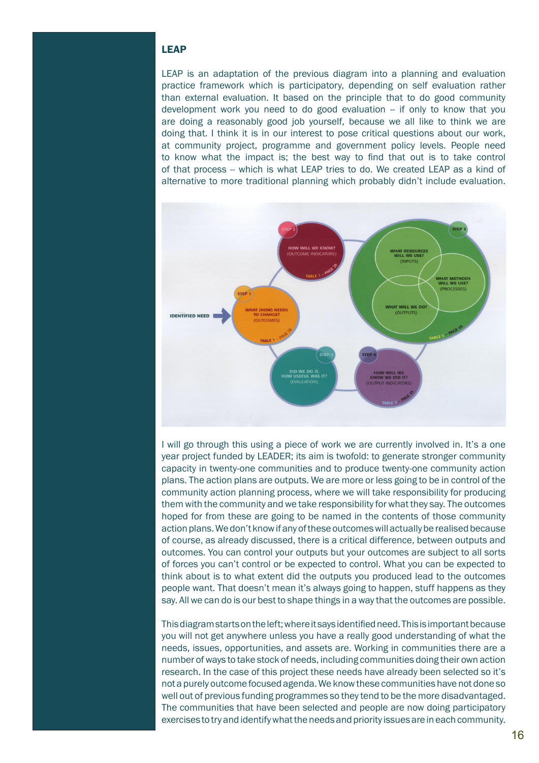## LEAP

LEAP is an adaptation of the previous diagram into a planning and evaluation practice framework which is participatory, depending on self evaluation rather than external evaluation. It based on the principle that to do good community development work you need to do good evaluation -- if only to know that you are doing a reasonably good job yourself, because we all like to think we are doing that. I think it is in our interest to pose critical questions about our work, at community project, programme and government policy levels. People need to know what the impact is; the best way to find that out is to take control of that process -- which is what LEAP tries to do. We created LEAP as a kind of alternative to more traditional planning which probably didn't include evaluation.

I will go through this using a piece of work we are currently involved in. It's a one year project funded by LEADER; its aim is twofold: to generate stronger community capacity in twenty-one communities and to produce twenty-one community action plans. The action plans are outputs. We are more or less going to be in control of the community action planning process, where we will take responsibility for producing them with the community and we take responsibility for what they say. The outcomes hoped for from these are going to be named in the contents of those community action plans. We don't know if any of these outcomes will actually be realised because of course, as already discussed, there is a critical difference, between outputs and outcomes. You can control your outputs but your outcomes are subject to all sorts of forces you can't control or be expected to control. What you can be expected to think about is to what extent did the outputs you produced lead to the outcomes people want. That doesn't mean it's always going to happen, stuff happens as they say. All we can do is our best to shape things in a way that the outcomes are possible.

This diagram starts on the left; where it says identified need. This is important because you will not get anywhere unless you have a really good understanding of what the needs, issues, opportunities, and assets are. Working in communities there are a number of ways to take stock of needs, including communities doing their own action research. In the case of this project these needs have already been selected so it's not a purely outcome focused agenda. We know these communities have not done so well out of previous funding programmes so they tend to be the more disadvantaged. The communities that have been selected and people are now doing participatory exercises to try and identify what the needs and priority issues are in each community.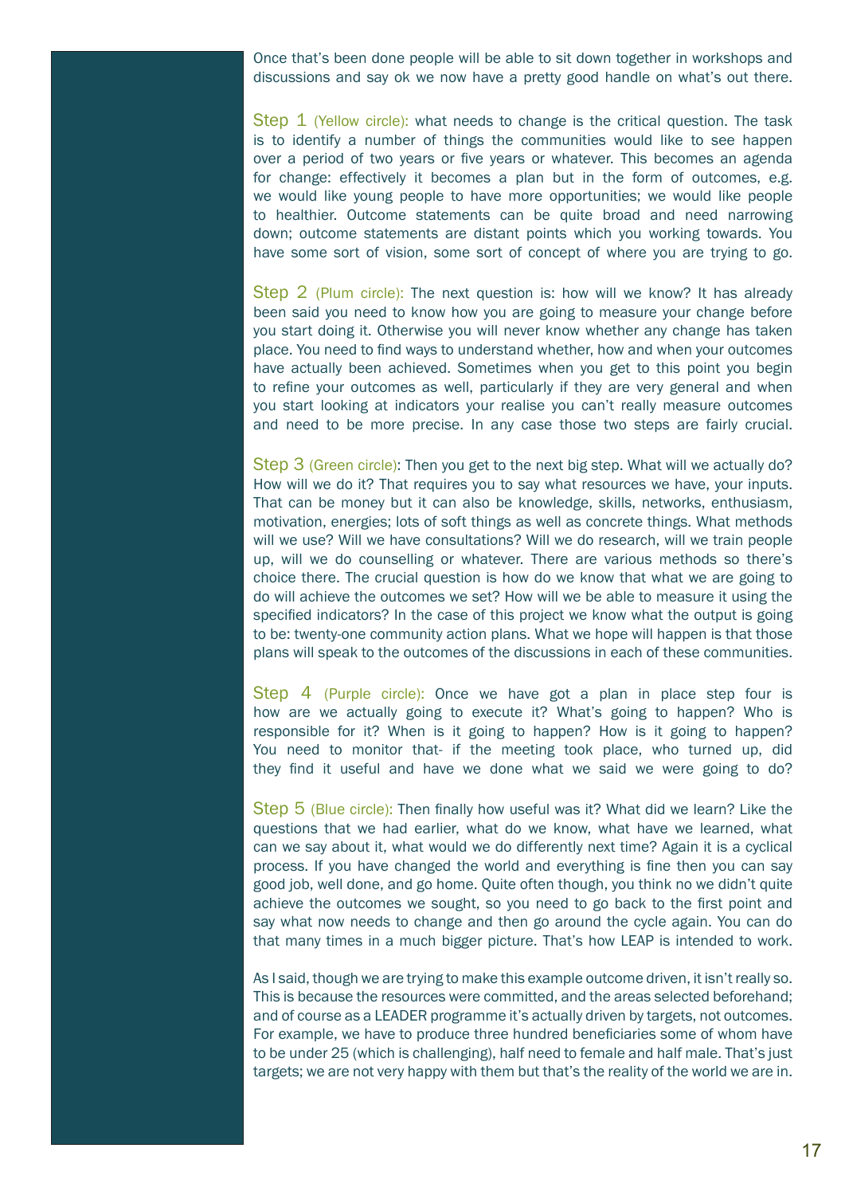Once that's been done people will be able to sit down together in workshops and discussions and say ok we now have a pretty good handle on what's out there.

Step 1 (Yellow circle): what needs to change is the critical question. The task is to identify a number of things the communities would like to see happen over a period of two years or five years or whatever. This becomes an agenda for change: effectively it becomes a plan but in the form of outcomes, e.g. we would like young people to have more opportunities; we would like people to healthier. Outcome statements can be quite broad and need narrowing down; outcome statements are distant points which you working towards. You have some sort of vision, some sort of concept of where you are trying to go.

Step 2 (Plum circle): The next question is: how will we know? It has already been said you need to know how you are going to measure your change before you start doing it. Otherwise you will never know whether any change has taken place. You need to find ways to understand whether, how and when your outcomes have actually been achieved. Sometimes when you get to this point you begin to refine your outcomes as well, particularly if they are very general and when you start looking at indicators your realise you can't really measure outcomes and need to be more precise. In any case those two steps are fairly crucial.

Step 3 (Green circle): Then you get to the next big step. What will we actually do? How will we do it? That requires you to say what resources we have, your inputs. That can be money but it can also be knowledge, skills, networks, enthusiasm, motivation, energies; lots of soft things as well as concrete things. What methods will we use? Will we have consultations? Will we do research, will we train people up, will we do counselling or whatever. There are various methods so there's choice there. The crucial question is how do we know that what we are going to do will achieve the outcomes we set? How will we be able to measure it using the specified indicators? In the case of this project we know what the output is going to be: twenty-one community action plans. What we hope will happen is that those plans will speak to the outcomes of the discussions in each of these communities.

Step 4 (Purple circle): Once we have got a plan in place step four is how are we actually going to execute it? What's going to happen? Who is responsible for it? When is it going to happen? How is it going to happen? You need to monitor that- if the meeting took place, who turned up, did they find it useful and have we done what we said we were going to do?

Step 5 (Blue circle): Then finally how useful was it? What did we learn? Like the questions that we had earlier, what do we know, what have we learned, what can we say about it, what would we do differently next time? Again it is a cyclical process. If you have changed the world and everything is fine then you can say good job, well done, and go home. Quite often though, you think no we didn't quite achieve the outcomes we sought, so you need to go back to the first point and say what now needs to change and then go around the cycle again. You can do that many times in a much bigger picture. That's how LEAP is intended to work.

As I said, though we are trying to make this example outcome driven, it isn't really so. This is because the resources were committed, and the areas selected beforehand; and of course as a LEADER programme it's actually driven by targets, not outcomes. For example, we have to produce three hundred beneficiaries some of whom have to be under 25 (which is challenging), half need to female and half male. That's just targets; we are not very happy with them but that's the reality of the world we are in.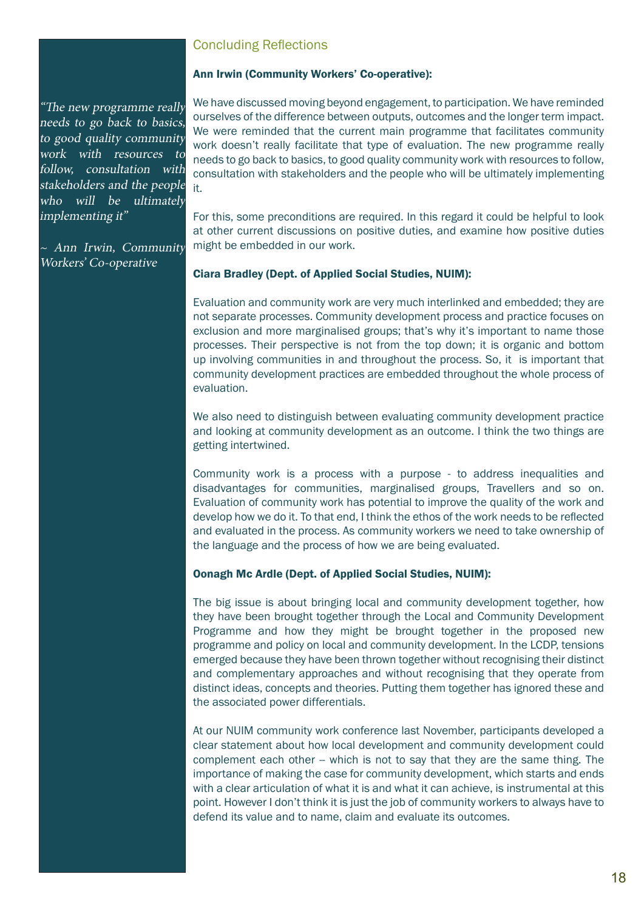> *"The new programme really needs to go back to basics, to good quality community work with resources to follow, consultation with stakeholders and the people who will be ultimately implementing it"*
>
> *~ Ann Irwin, Community Workers' Co-operative*

## Concluding Reflections

**Ann Irwin (Community Workers' Co-operative):**

We have discussed moving beyond engagement, to participation. We have reminded ourselves of the difference between outputs, outcomes and the longer term impact. We were reminded that the current main programme that facilitates community work doesn't really facilitate that type of evaluation. The new programme really needs to go back to basics, to good quality community work with resources to follow, consultation with stakeholders and the people who will be ultimately implementing it.

For this, some preconditions are required. In this regard it could be helpful to look at other current discussions on positive duties, and examine how positive duties might be embedded in our work.

**Ciara Bradley (Dept. of Applied Social Studies, NUIM):**

Evaluation and community work are very much interlinked and embedded; they are not separate processes. Community development process and practice focuses on exclusion and more marginalised groups; that's why it's important to name those processes. Their perspective is not from the top down; it is organic and bottom up involving communities in and throughout the process. So, it is important that community development practices are embedded throughout the whole process of evaluation.

We also need to distinguish between evaluating community development practice and looking at community development as an outcome. I think the two things are getting intertwined.

Community work is a process with a purpose - to address inequalities and disadvantages for communities, marginalised groups, Travellers and so on. Evaluation of community work has potential to improve the quality of the work and develop how we do it. To that end, I think the ethos of the work needs to be reflected and evaluated in the process. As community workers we need to take ownership of the language and the process of how we are being evaluated.

**Oonagh Mc Ardle (Dept. of Applied Social Studies, NUIM):**

The big issue is about bringing local and community development together, how they have been brought together through the Local and Community Development Programme and how they might be brought together in the proposed new programme and policy on local and community development. In the LCDP, tensions emerged because they have been thrown together without recognising their distinct and complementary approaches and without recognising that they operate from distinct ideas, concepts and theories. Putting them together has ignored these and the associated power differentials.

At our NUIM community work conference last November, participants developed a clear statement about how local development and community development could complement each other – which is not to say that they are the same thing. The importance of making the case for community development, which starts and ends with a clear articulation of what it is and what it can achieve, is instrumental at this point. However I don't think it is just the job of community workers to always have to defend its value and to name, claim and evaluate its outcomes.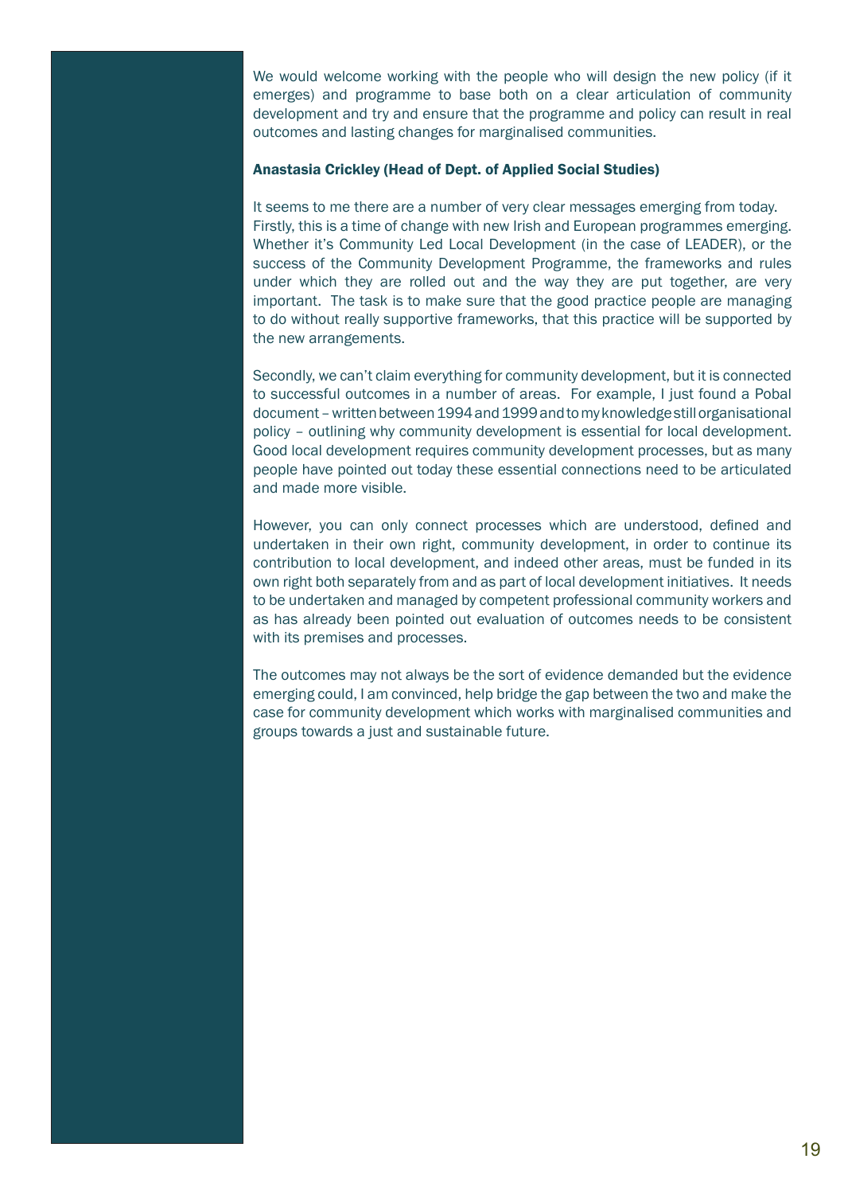We would welcome working with the people who will design the new policy (if it emerges) and programme to base both on a clear articulation of community development and try and ensure that the programme and policy can result in real outcomes and lasting changes for marginalised communities.

**Anastasia Crickley (Head of Dept. of Applied Social Studies)**

It seems to me there are a number of very clear messages emerging from today. Firstly, this is a time of change with new Irish and European programmes emerging. Whether it's Community Led Local Development (in the case of LEADER), or the success of the Community Development Programme, the frameworks and rules under which they are rolled out and the way they are put together, are very important. The task is to make sure that the good practice people are managing to do without really supportive frameworks, that this practice will be supported by the new arrangements.

Secondly, we can't claim everything for community development, but it is connected to successful outcomes in a number of areas. For example, I just found a Pobal document – written between 1994 and 1999 and to my knowledge still organisational policy – outlining why community development is essential for local development. Good local development requires community development processes, but as many people have pointed out today these essential connections need to be articulated and made more visible.

However, you can only connect processes which are understood, defined and undertaken in their own right, community development, in order to continue its contribution to local development, and indeed other areas, must be funded in its own right both separately from and as part of local development initiatives. It needs to be undertaken and managed by competent professional community workers and as has already been pointed out evaluation of outcomes needs to be consistent with its premises and processes.

The outcomes may not always be the sort of evidence demanded but the evidence emerging could, I am convinced, help bridge the gap between the two and make the case for community development which works with marginalised communities and groups towards a just and sustainable future.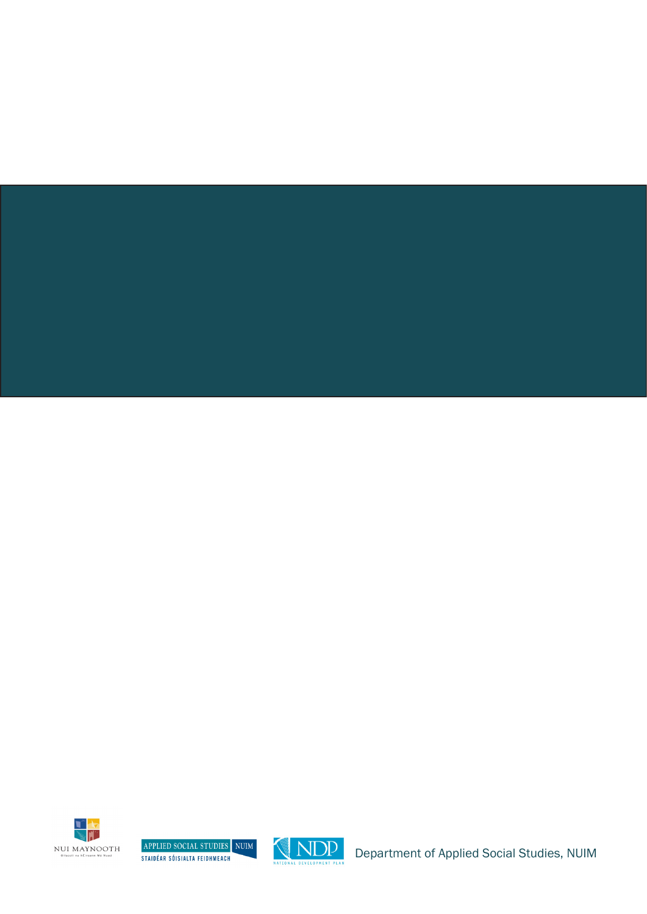Department of Applied Social Studies, NUIM